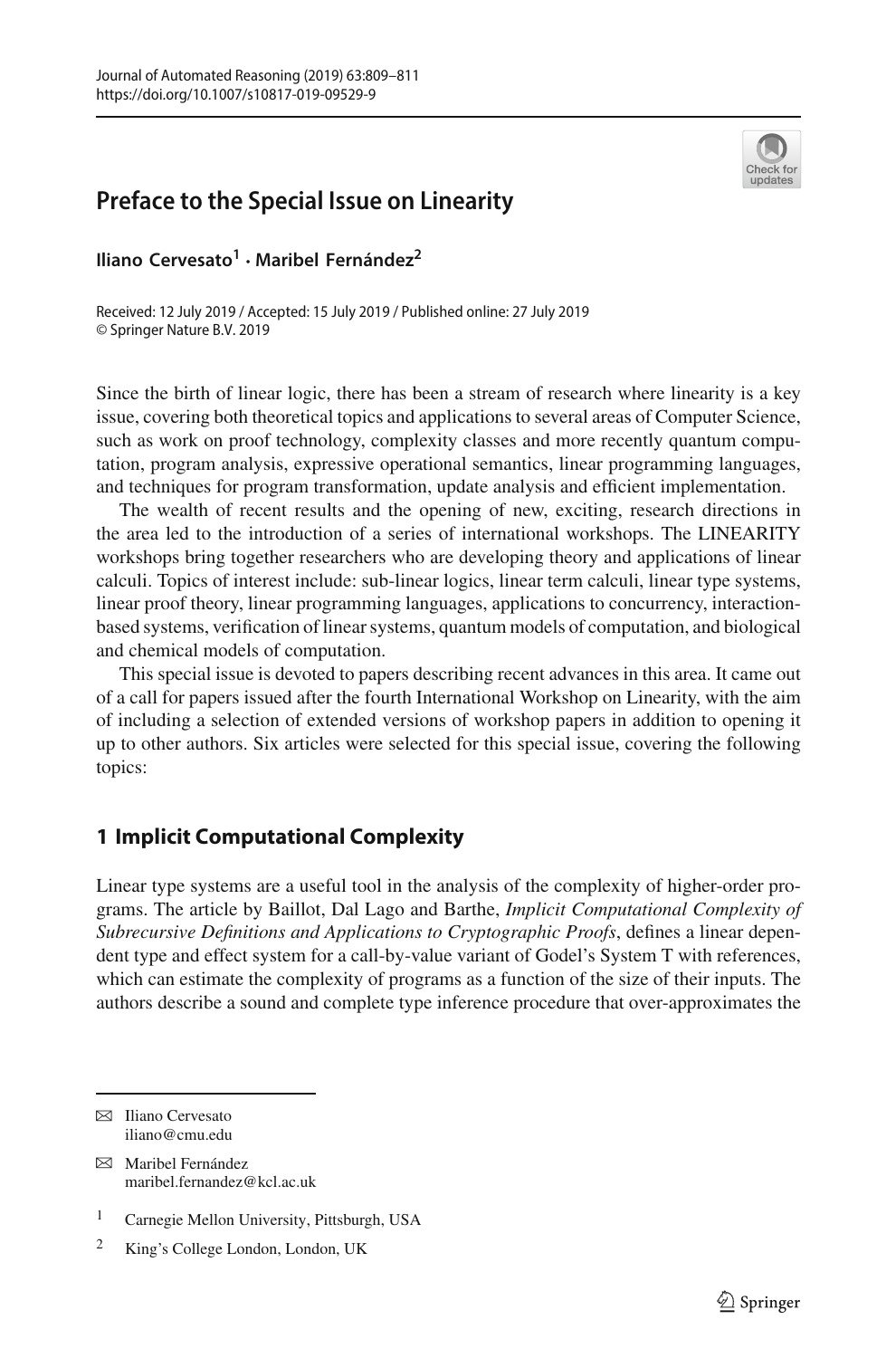# Preface to the Special Issue on Linearity

**Iliano Cervesato[1] · Maribel Fernández[2]**

Received: 12 July 2019 / Accepted: 15 July 2019 / Published online: 27 July 2019
© Springer Nature B.V. 2019

Since the birth of linear logic, there has been a stream of research where linearity is a key issue, covering both theoretical topics and applications to several areas of Computer Science, such as work on proof technology, complexity classes and more recently quantum computation, program analysis, expressive operational semantics, linear programming languages, and techniques for program transformation, update analysis and efficient implementation.

The wealth of recent results and the opening of new, exciting, research directions in the area led to the introduction of a series of international workshops. The LINEARITY workshops bring together researchers who are developing theory and applications of linear calculi. Topics of interest include: sub-linear logics, linear term calculi, linear type systems, linear proof theory, linear programming languages, applications to concurrency, interaction-based systems, verification of linear systems, quantum models of computation, and biological and chemical models of computation.

This special issue is devoted to papers describing recent advances in this area. It came out of a call for papers issued after the fourth International Workshop on Linearity, with the aim of including a selection of extended versions of workshop papers in addition to opening it up to other authors. Six articles were selected for this special issue, covering the following topics:

## 1 Implicit Computational Complexity

Linear type systems are a useful tool in the analysis of the complexity of higher-order programs. The article by Baillot, Dal Lago and Barthe, *Implicit Computational Complexity of Subrecursive Definitions and Applications to Cryptographic Proofs*, defines a linear dependent type and effect system for a call-by-value variant of Godel's System T with references, which can estimate the complexity of programs as a function of the size of their inputs. The authors describe a sound and complete type inference procedure that over-approximates the

---

✉ Iliano Cervesato
iliano@cmu.edu

✉ Maribel Fernández
maribel.fernandez@kcl.ac.uk

[1] Carnegie Mellon University, Pittsburgh, USA

[2] King's College London, London, UK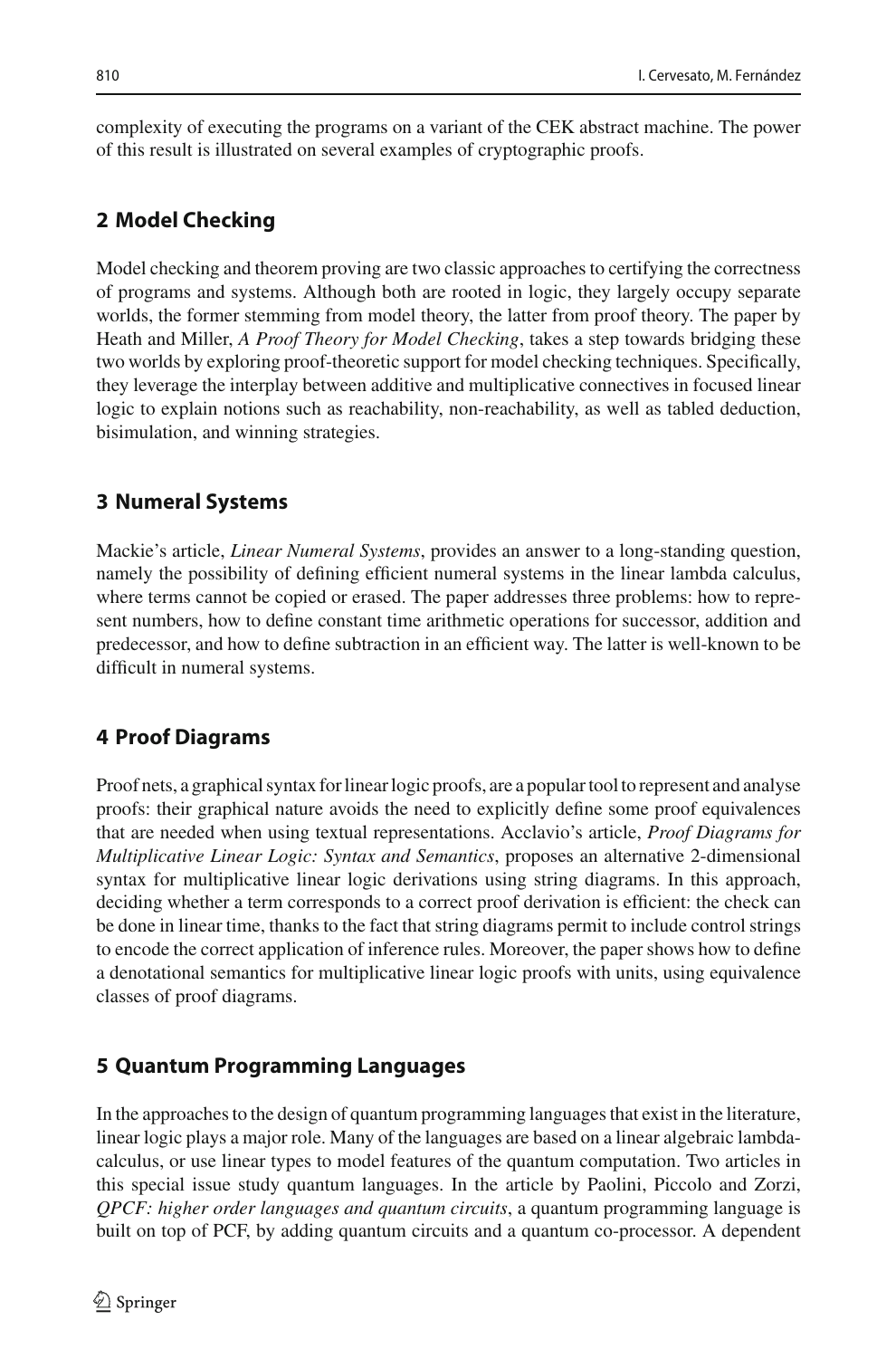complexity of executing the programs on a variant of the CEK abstract machine. The power of this result is illustrated on several examples of cryptographic proofs.

## 2 Model Checking

Model checking and theorem proving are two classic approaches to certifying the correctness of programs and systems. Although both are rooted in logic, they largely occupy separate worlds, the former stemming from model theory, the latter from proof theory. The paper by Heath and Miller, *A Proof Theory for Model Checking*, takes a step towards bridging these two worlds by exploring proof-theoretic support for model checking techniques. Specifically, they leverage the interplay between additive and multiplicative connectives in focused linear logic to explain notions such as reachability, non-reachability, as well as tabled deduction, bisimulation, and winning strategies.

## 3 Numeral Systems

Mackie's article, *Linear Numeral Systems*, provides an answer to a long-standing question, namely the possibility of defining efficient numeral systems in the linear lambda calculus, where terms cannot be copied or erased. The paper addresses three problems: how to represent numbers, how to define constant time arithmetic operations for successor, addition and predecessor, and how to define subtraction in an efficient way. The latter is well-known to be difficult in numeral systems.

## 4 Proof Diagrams

Proof nets, a graphical syntax for linear logic proofs, are a popular tool to represent and analyse proofs: their graphical nature avoids the need to explicitly define some proof equivalences that are needed when using textual representations. Acclavio's article, *Proof Diagrams for Multiplicative Linear Logic: Syntax and Semantics*, proposes an alternative 2-dimensional syntax for multiplicative linear logic derivations using string diagrams. In this approach, deciding whether a term corresponds to a correct proof derivation is efficient: the check can be done in linear time, thanks to the fact that string diagrams permit to include control strings to encode the correct application of inference rules. Moreover, the paper shows how to define a denotational semantics for multiplicative linear logic proofs with units, using equivalence classes of proof diagrams.

## 5 Quantum Programming Languages

In the approaches to the design of quantum programming languages that exist in the literature, linear logic plays a major role. Many of the languages are based on a linear algebraic lambda-calculus, or use linear types to model features of the quantum computation. Two articles in this special issue study quantum languages. In the article by Paolini, Piccolo and Zorzi, *QPCF: higher order languages and quantum circuits*, a quantum programming language is built on top of PCF, by adding quantum circuits and a quantum co-processor. A dependent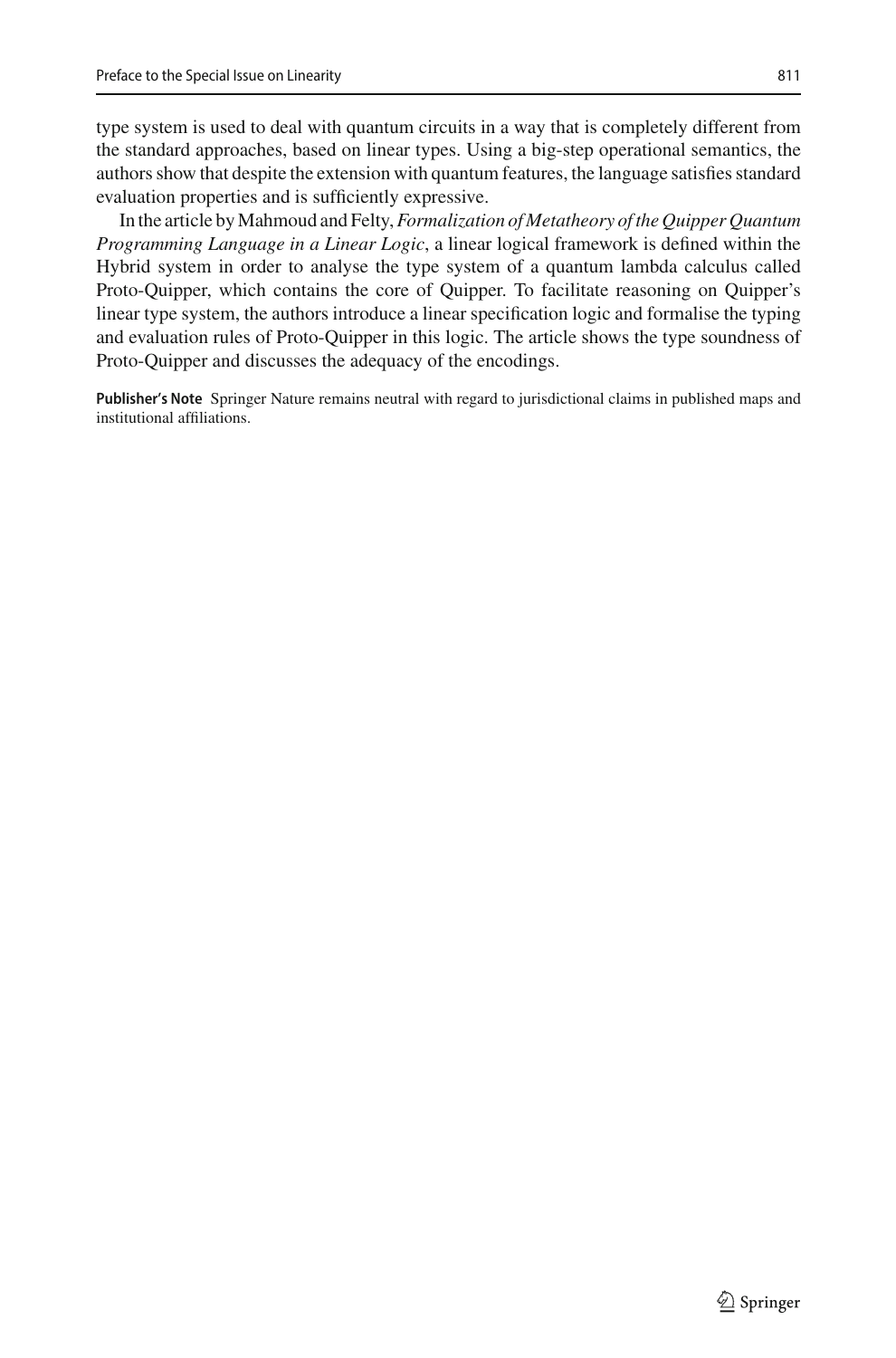type system is used to deal with quantum circuits in a way that is completely different from the standard approaches, based on linear types. Using a big-step operational semantics, the authors show that despite the extension with quantum features, the language satisfies standard evaluation properties and is sufficiently expressive.

In the article by Mahmoud and Felty, *Formalization of Metatheory of the Quipper Quantum Programming Language in a Linear Logic*, a linear logical framework is defined within the Hybrid system in order to analyse the type system of a quantum lambda calculus called Proto-Quipper, which contains the core of Quipper. To facilitate reasoning on Quipper's linear type system, the authors introduce a linear specification logic and formalise the typing and evaluation rules of Proto-Quipper in this logic. The article shows the type soundness of Proto-Quipper and discusses the adequacy of the encodings.

**Publisher's Note** Springer Nature remains neutral with regard to jurisdictional claims in published maps and institutional affiliations.